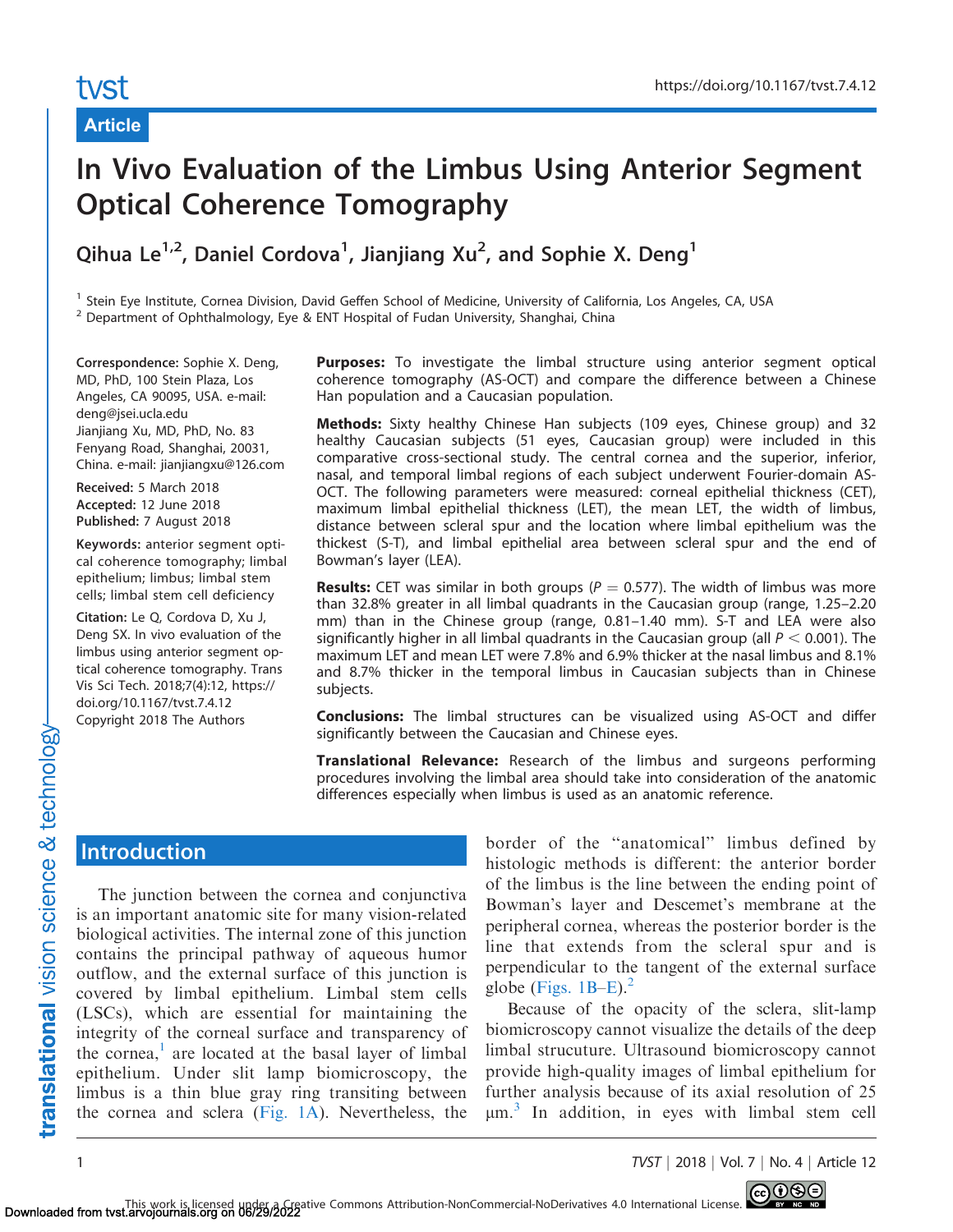Article

# In Vivo Evaluation of the Limbus Using Anterior Segment Optical Coherence Tomography

Qihua Le[1,2], Daniel Cordova[1], Jianjiang Xu[2], and Sophie X. Deng[1]

[1] Stein Eye Institute, Cornea Division, David Geffen School of Medicine, University of California, Los Angeles, CA, USA
[2] Department of Ophthalmology, Eye & ENT Hospital of Fudan University, Shanghai, China

**Correspondence:** Sophie X. Deng, MD, PhD, 100 Stein Plaza, Los Angeles, CA 90095, USA. e-mail: deng@jsei.ucla.edu
Jianjiang Xu, MD, PhD, No. 83 Fenyang Road, Shanghai, 20031, China. e-mail: jianjiangxu@126.com

**Received:** 5 March 2018
**Accepted:** 12 June 2018
**Published:** 7 August 2018

**Keywords:** anterior segment optical coherence tomography; limbal epithelium; limbus; limbal stem cells; limbal stem cell deficiency

**Citation:** Le Q, Cordova D, Xu J, Deng SX. In vivo evaluation of the limbus using anterior segment optical coherence tomography. Trans Vis Sci Tech. 2018;7(4):12, https://doi.org/10.1167/tvst.7.4.12
Copyright 2018 The Authors

**Purposes:** To investigate the limbal structure using anterior segment optical coherence tomography (AS-OCT) and compare the difference between a Chinese Han population and a Caucasian population.

**Methods:** Sixty healthy Chinese Han subjects (109 eyes, Chinese group) and 32 healthy Caucasian subjects (51 eyes, Caucasian group) were included in this comparative cross-sectional study. The central cornea and the superior, inferior, nasal, and temporal limbal regions of each subject underwent Fourier-domain AS-OCT. The following parameters were measured: corneal epithelial thickness (CET), maximum limbal epithelial thickness (LET), the mean LET, the width of limbus, distance between scleral spur and the location where limbal epithelium was the thickest (S-T), and limbal epithelial area between scleral spur and the end of Bowman's layer (LEA).

**Results:** CET was similar in both groups ($P = 0.577$). The width of limbus was more than 32.8% greater in all limbal quadrants in the Caucasian group (range, 1.25–2.20 mm) than in the Chinese group (range, 0.81–1.40 mm). S-T and LEA were also significantly higher in all limbal quadrants in the Caucasian group (all $P < 0.001$). The maximum LET and mean LET were 7.8% and 6.9% thicker at the nasal limbus and 8.1% and 8.7% thicker in the temporal limbus in Caucasian subjects than in Chinese subjects.

**Conclusions:** The limbal structures can be visualized using AS-OCT and differ significantly between the Caucasian and Chinese eyes.

**Translational Relevance:** Research of the limbus and surgeons performing procedures involving the limbal area should take into consideration of the anatomic differences especially when limbus is used as an anatomic reference.

## Introduction

The junction between the cornea and conjunctiva is an important anatomic site for many vision-related biological activities. The internal zone of this junction contains the principal pathway of aqueous humor outflow, and the external surface of this junction is covered by limbal epithelium. Limbal stem cells (LSCs), which are essential for maintaining the integrity of the corneal surface and transparency of the cornea,[1] are located at the basal layer of limbal epithelium. Under slit lamp biomicroscopy, the limbus is a thin blue gray ring transiting between the cornea and sclera (Fig. 1A). Nevertheless, the border of the "anatomical" limbus defined by histologic methods is different: the anterior border of the limbus is the line between the ending point of Bowman's layer and Descemet's membrane at the peripheral cornea, whereas the posterior border is the line that extends from the scleral spur and is perpendicular to the tangent of the external surface globe (Figs. 1B–E).[2]

Because of the opacity of the sclera, slit-lamp biomicroscopy cannot visualize the details of the deep limbal strucuture. Ultrasound biomicroscopy cannot provide high-quality images of limbal epithelium for further analysis because of its axial resolution of 25 µm.[3] In addition, in eyes with limbal stem cell

This work is licensed under a Creative Commons Attribution-NonCommercial-NoDerivatives 4.0 International License.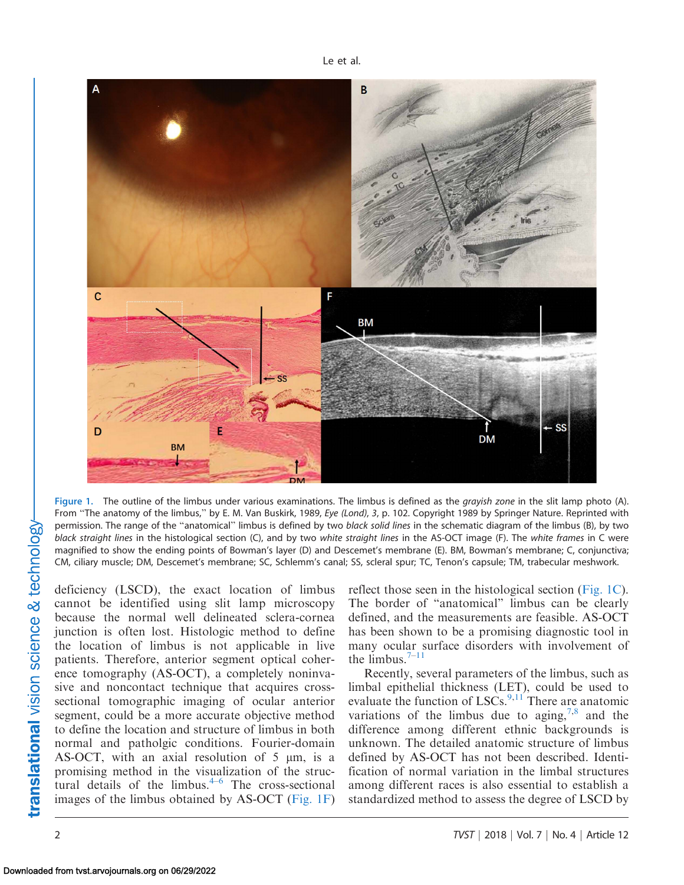Figure 1. The outline of the limbus under various examinations. The limbus is defined as the *grayish zone* in the slit lamp photo (A). From "The anatomy of the limbus," by E. M. Van Buskirk, 1989, *Eye (Lond)*, *3*, p. 102. Copyright 1989 by Springer Nature. Reprinted with permission. The range of the "anatomical" limbus is defined by two *black solid lines* in the schematic diagram of the limbus (B), by two *black straight lines* in the histological section (C), and by two *white straight lines* in the AS-OCT image (F). The *white frames* in C were magnified to show the ending points of Bowman's layer (D) and Descemet's membrane (E). BM, Bowman's membrane; C, conjunctiva; CM, ciliary muscle; DM, Descemet's membrane; SC, Schlemm's canal; SS, scleral spur; TC, Tenon's capsule; TM, trabecular meshwork.

deficiency (LSCD), the exact location of limbus cannot be identified using slit lamp microscopy because the normal well delineated sclera-cornea junction is often lost. Histologic method to define the location of limbus is not applicable in live patients. Therefore, anterior segment optical coherence tomography (AS-OCT), a completely noninvasive and noncontact technique that acquires cross-sectional tomographic imaging of ocular anterior segment, could be a more accurate objective method to define the location and structure of limbus in both normal and pathologic conditions. Fourier-domain AS-OCT, with an axial resolution of 5 μm, is a promising method in the visualization of the structural details of the limbus.[4–6] The cross-sectional images of the limbus obtained by AS-OCT (Fig. 1F) reflect those seen in the histological section (Fig. 1C). The border of "anatomical" limbus can be clearly defined, and the measurements are feasible. AS-OCT has been shown to be a promising diagnostic tool in many ocular surface disorders with involvement of the limbus.[7–11]

Recently, several parameters of the limbus, such as limbal epithelial thickness (LET), could be used to evaluate the function of LSCs.[9,11] There are anatomic variations of the limbus due to aging,[7,8] and the difference among different ethnic backgrounds is unknown. The detailed anatomic structure of limbus defined by AS-OCT has not been described. Identification of normal variation in the limbal structures among different races is also essential to establish a standardized method to assess the degree of LSCD by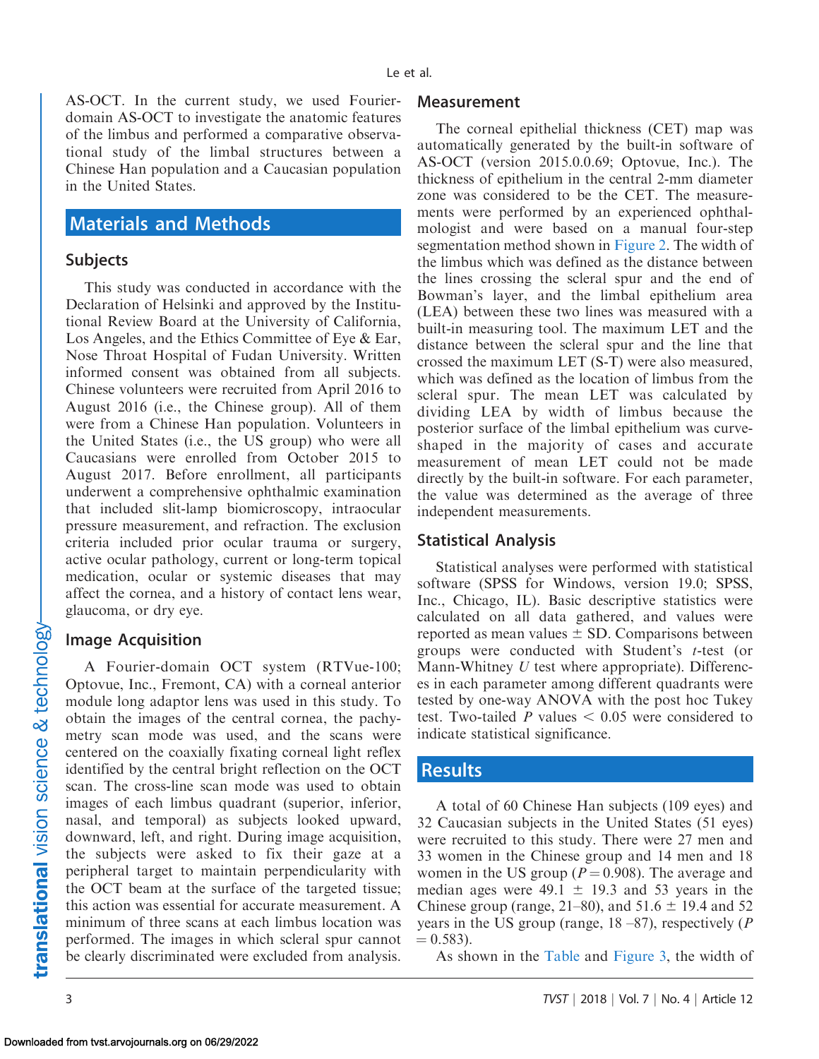AS-OCT. In the current study, we used Fourier-domain AS-OCT to investigate the anatomic features of the limbus and performed a comparative observational study of the limbal structures between a Chinese Han population and a Caucasian population in the United States.

## Materials and Methods

### Subjects

This study was conducted in accordance with the Declaration of Helsinki and approved by the Institutional Review Board at the University of California, Los Angeles, and the Ethics Committee of Eye & Ear, Nose Throat Hospital of Fudan University. Written informed consent was obtained from all subjects. Chinese volunteers were recruited from April 2016 to August 2016 (i.e., the Chinese group). All of them were from a Chinese Han population. Volunteers in the United States (i.e., the US group) who were all Caucasians were enrolled from October 2015 to August 2017. Before enrollment, all participants underwent a comprehensive ophthalmic examination that included slit-lamp biomicroscopy, intraocular pressure measurement, and refraction. The exclusion criteria included prior ocular trauma or surgery, active ocular pathology, current or long-term topical medication, ocular or systemic diseases that may affect the cornea, and a history of contact lens wear, glaucoma, or dry eye.

### Image Acquisition

A Fourier-domain OCT system (RTVue-100; Optovue, Inc., Fremont, CA) with a corneal anterior module long adaptor lens was used in this study. To obtain the images of the central cornea, the pachymetry scan mode was used, and the scans were centered on the coaxially fixating corneal light reflex identified by the central bright reflection on the OCT scan. The cross-line scan mode was used to obtain images of each limbus quadrant (superior, inferior, nasal, and temporal) as subjects looked upward, downward, left, and right. During image acquisition, the subjects were asked to fix their gaze at a peripheral target to maintain perpendicularity with the OCT beam at the surface of the targeted tissue; this action was essential for accurate measurement. A minimum of three scans at each limbus location was performed. The images in which scleral spur cannot be clearly discriminated were excluded from analysis.

### Measurement

The corneal epithelial thickness (CET) map was automatically generated by the built-in software of AS-OCT (version 2015.0.0.69; Optovue, Inc.). The thickness of epithelium in the central 2-mm diameter zone was considered to be the CET. The measurements were performed by an experienced ophthalmologist and were based on a manual four-step segmentation method shown in Figure 2. The width of the limbus which was defined as the distance between the lines crossing the scleral spur and the end of Bowman's layer, and the limbal epithelium area (LEA) between these two lines was measured with a built-in measuring tool. The maximum LET and the distance between the scleral spur and the line that crossed the maximum LET (S-T) were also measured, which was defined as the location of limbus from the scleral spur. The mean LET was calculated by dividing LEA by width of limbus because the posterior surface of the limbal epithelium was curve-shaped in the majority of cases and accurate measurement of mean LET could not be made directly by the built-in software. For each parameter, the value was determined as the average of three independent measurements.

### Statistical Analysis

Statistical analyses were performed with statistical software (SPSS for Windows, version 19.0; SPSS, Inc., Chicago, IL). Basic descriptive statistics were calculated on all data gathered, and values were reported as mean values ± SD. Comparisons between groups were conducted with Student's *t*-test (or Mann-Whitney *U* test where appropriate). Differences in each parameter among different quadrants were tested by one-way ANOVA with the post hoc Tukey test. Two-tailed $P$ values $< 0.05$ were considered to indicate statistical significance.

## Results

A total of 60 Chinese Han subjects (109 eyes) and 32 Caucasian subjects in the United States (51 eyes) were recruited to this study. There were 27 men and 33 women in the Chinese group and 14 men and 18 women in the US group ($P = 0.908$). The average and median ages were 49.1 ± 19.3 and 53 years in the Chinese group (range, 21–80), and 51.6 ± 19.4 and 52 years in the US group (range, 18 –87), respectively ($P = 0.583$).

As shown in the Table and Figure 3, the width of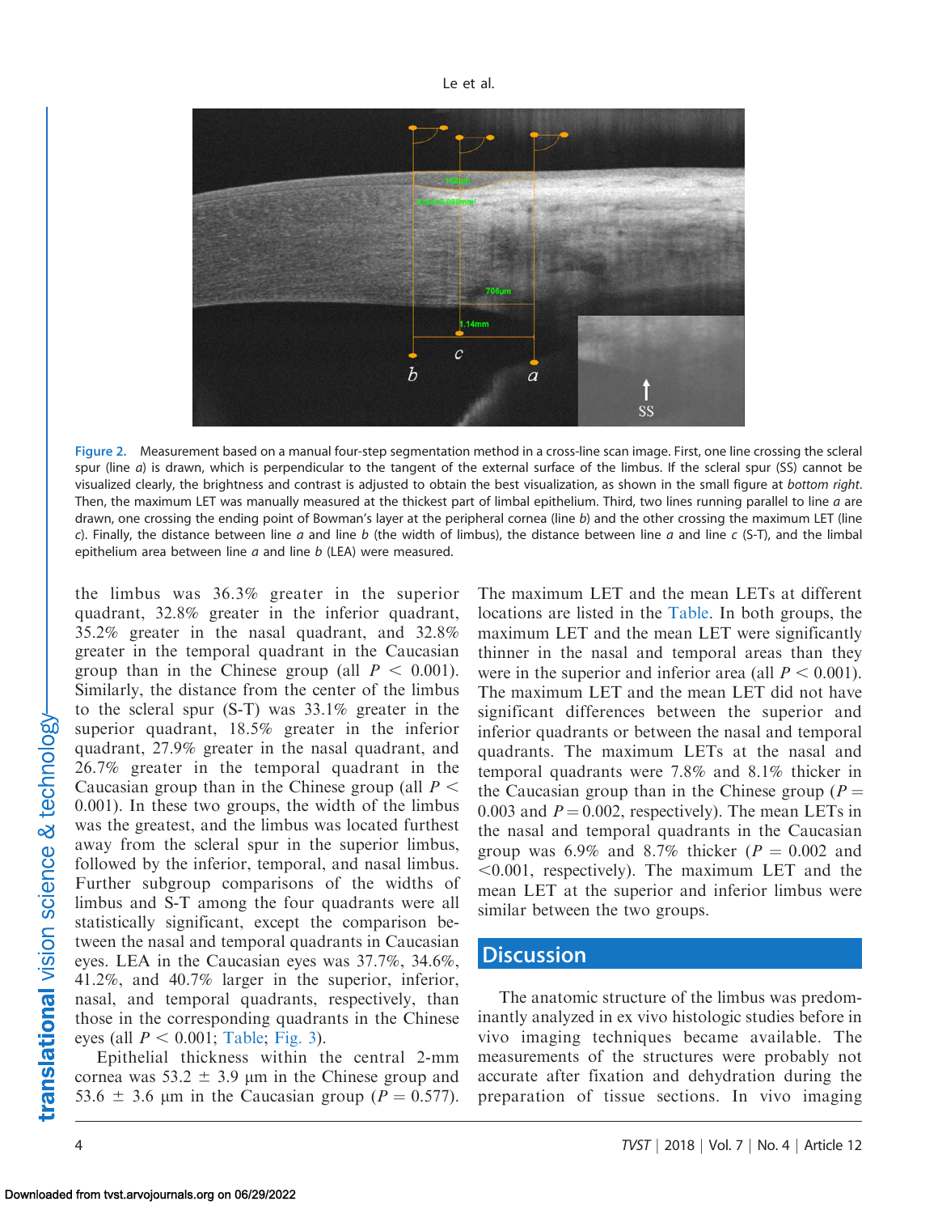Figure 2. Measurement based on a manual four-step segmentation method in a cross-line scan image. First, one line crossing the scleral spur (line *a*) is drawn, which is perpendicular to the tangent of the external surface of the limbus. If the scleral spur (SS) cannot be visualized clearly, the brightness and contrast is adjusted to obtain the best visualization, as shown in the small figure at *bottom right*. Then, the maximum LET was manually measured at the thickest part of limbal epithelium. Third, two lines running parallel to line *a* are drawn, one crossing the ending point of Bowman's layer at the peripheral cornea (line *b*) and the other crossing the maximum LET (line *c*). Finally, the distance between line *a* and line *b* (the width of limbus), the distance between line *a* and line *c* (S-T), and the limbal epithelium area between line *a* and line *b* (LEA) were measured.

the limbus was 36.3% greater in the superior quadrant, 32.8% greater in the inferior quadrant, 35.2% greater in the nasal quadrant, and 32.8% greater in the temporal quadrant in the Caucasian group than in the Chinese group (all $P < 0.001$). Similarly, the distance from the center of the limbus to the scleral spur (S-T) was 33.1% greater in the superior quadrant, 18.5% greater in the inferior quadrant, 27.9% greater in the nasal quadrant, and 26.7% greater in the temporal quadrant in the Caucasian group than in the Chinese group (all $P < 0.001$). In these two groups, the width of the limbus was the greatest, and the limbus was located furthest away from the scleral spur in the superior limbus, followed by the inferior, temporal, and nasal limbus. Further subgroup comparisons of the widths of limbus and S-T among the four quadrants were all statistically significant, except the comparison between the nasal and temporal quadrants in Caucasian eyes. LEA in the Caucasian eyes was 37.7%, 34.6%, 41.2%, and 40.7% larger in the superior, inferior, nasal, and temporal quadrants, respectively, than those in the corresponding quadrants in the Chinese eyes (all $P < 0.001$; Table; Fig. 3).

Epithelial thickness within the central 2-mm cornea was 53.2 ± 3.9 μm in the Chinese group and 53.6 ± 3.6 μm in the Caucasian group ($P = 0.577$). The maximum LET and the mean LETs at different locations are listed in the Table. In both groups, the maximum LET and the mean LET were significantly thinner in the nasal and temporal areas than they were in the superior and inferior area (all $P < 0.001$). The maximum LET and the mean LET did not have significant differences between the superior and inferior quadrants or between the nasal and temporal quadrants. The maximum LETs at the nasal and temporal quadrants were 7.8% and 8.1% thicker in the Caucasian group than in the Chinese group ($P = 0.003$ and $P = 0.002$, respectively). The mean LETs in the nasal and temporal quadrants in the Caucasian group was 6.9% and 8.7% thicker ($P = 0.002$ and $<0.001$, respectively). The maximum LET and the mean LET at the superior and inferior limbus were similar between the two groups.

## Discussion

The anatomic structure of the limbus was predominantly analyzed in ex vivo histologic studies before in vivo imaging techniques became available. The measurements of the structures were probably not accurate after fixation and dehydration during the preparation of tissue sections. In vivo imaging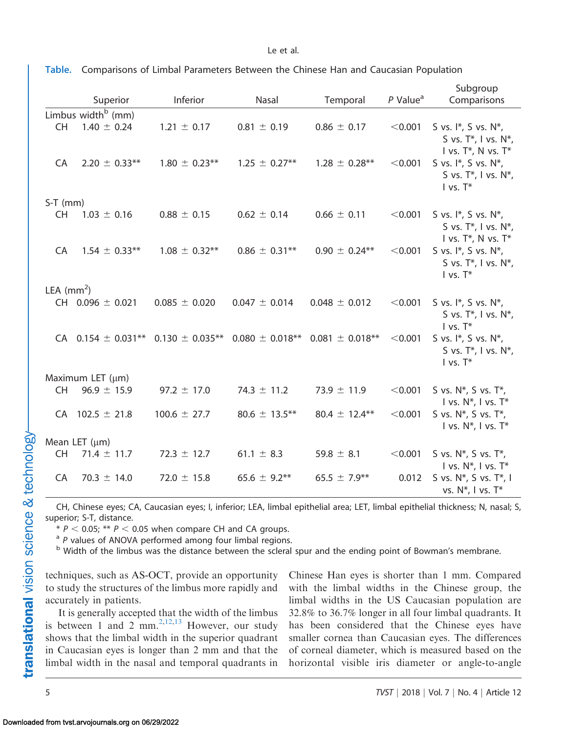**Table.** Comparisons of Limbal Parameters Between the Chinese Han and Caucasian Population

| | Superior | Inferior | Nasal | Temporal | *P* Value[a] | Subgroup Comparisons |
|---|---|---|---|---|---|---|
| Limbus width[b] (mm) | | | | | | |
| CH | 1.40 ± 0.24 | 1.21 ± 0.17 | 0.81 ± 0.19 | 0.86 ± 0.17 | <0.001 | S vs. I*, S vs. N*, S vs. T*, I vs. N*, I vs. T*, N vs. T* |
| CA | 2.20 ± 0.33** | 1.80 ± 0.23** | 1.25 ± 0.27** | 1.28 ± 0.28** | <0.001 | S vs. I*, S vs. N*, S vs. T*, I vs. N*, I vs. T* |
| S-T (mm) | | | | | | |
| CH | 1.03 ± 0.16 | 0.88 ± 0.15 | 0.62 ± 0.14 | 0.66 ± 0.11 | <0.001 | S vs. I*, S vs. N*, S vs. T*, I vs. N*, I vs. T*, N vs. T* |
| CA | 1.54 ± 0.33** | 1.08 ± 0.32** | 0.86 ± 0.31** | 0.90 ± 0.24** | <0.001 | S vs. I*, S vs. N*, S vs. T*, I vs. N*, I vs. T* |
| LEA ($mm^2$) | | | | | | |
| CH | 0.096 ± 0.021 | 0.085 ± 0.020 | 0.047 ± 0.014 | 0.048 ± 0.012 | <0.001 | S vs. I*, S vs. N*, S vs. T*, I vs. N*, I vs. T* |
| CA | 0.154 ± 0.031** | 0.130 ± 0.035** | 0.080 ± 0.018** | 0.081 ± 0.018** | <0.001 | S vs. I*, S vs. N*, S vs. T*, I vs. N*, I vs. T* |
| Maximum LET (μm) | | | | | | |
| CH | 96.9 ± 15.9 | 97.2 ± 17.0 | 74.3 ± 11.2 | 73.9 ± 11.9 | <0.001 | S vs. N*, S vs. T*, I vs. N*, I vs. T* |
| CA | 102.5 ± 21.8 | 100.6 ± 27.7 | 80.6 ± 13.5** | 80.4 ± 12.4** | <0.001 | S vs. N*, S vs. T*, I vs. N*, I vs. T* |
| Mean LET (μm) | | | | | | |
| CH | 71.4 ± 11.7 | 72.3 ± 12.7 | 61.1 ± 8.3 | 59.8 ± 8.1 | <0.001 | S vs. N*, S vs. T*, I vs. N*, I vs. T* |
| CA | 70.3 ± 14.0 | 72.0 ± 15.8 | 65.6 ± 9.2** | 65.5 ± 7.9** | 0.012 | S vs. N*, S vs. T*, I vs. N*, I vs. T* |

CH, Chinese eyes; CA, Caucasian eyes; I, inferior; LEA, limbal epithelial area; LET, limbal epithelial thickness; N, nasal; S, superior; S-T, distance.

\* $P < 0.05$; \*\* $P < 0.05$ when compare CH and CA groups.

[a] *P* values of ANOVA performed among four limbal regions.

[b] Width of the limbus was the distance between the scleral spur and the ending point of Bowman's membrane.

techniques, such as AS-OCT, provide an opportunity to study the structures of the limbus more rapidly and accurately in patients.

It is generally accepted that the width of the limbus is between 1 and 2 mm.[2,12,13] However, our study shows that the limbal width in the superior quadrant in Caucasian eyes is longer than 2 mm and that the limbal width in the nasal and temporal quadrants in Chinese Han eyes is shorter than 1 mm. Compared with the limbal widths in the Chinese group, the limbal widths in the US Caucasian population are 32.8% to 36.7% longer in all four limbal quadrants. It has been considered that the Chinese eyes have smaller cornea than Caucasian eyes. The differences of corneal diameter, which is measured based on the horizontal visible iris diameter or angle-to-angle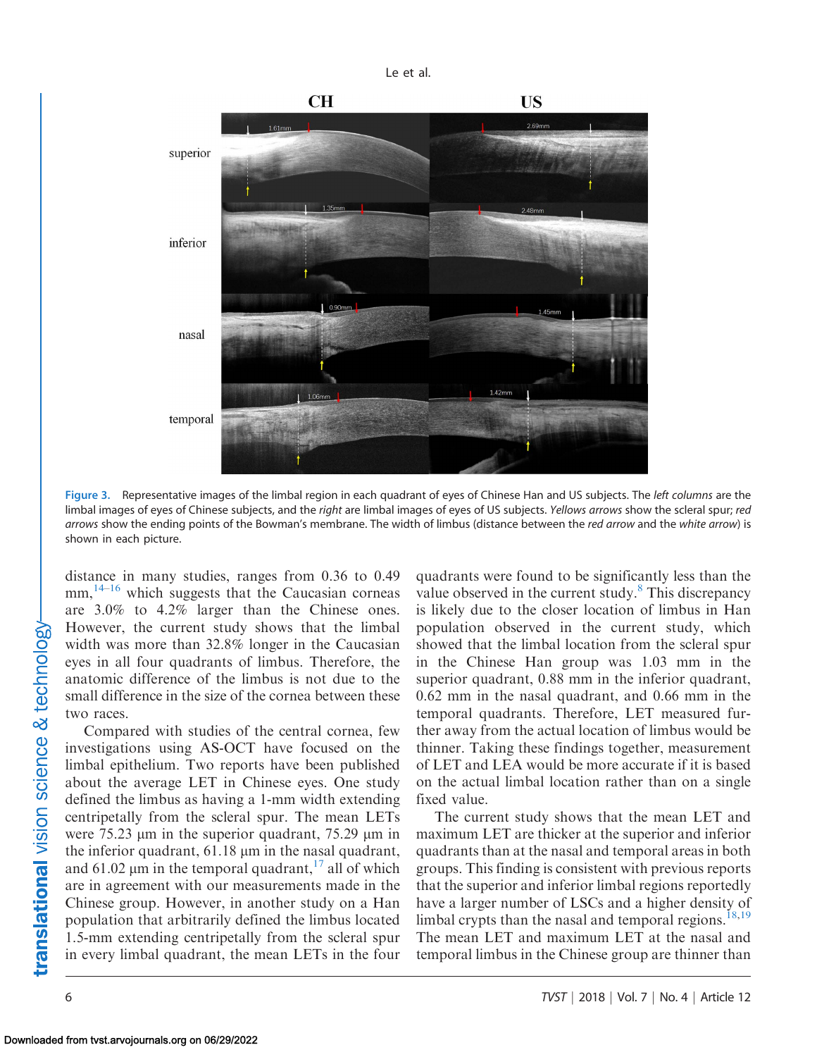Figure 3. Representative images of the limbal region in each quadrant of eyes of Chinese Han and US subjects. The *left columns* are the limbal images of eyes of Chinese subjects, and the *right* are limbal images of eyes of US subjects. *Yellows arrows* show the scleral spur; *red arrows* show the ending points of the Bowman's membrane. The width of limbus (distance between the *red arrow* and the *white arrow*) is shown in each picture.

distance in many studies, ranges from 0.36 to 0.49 mm,[14–16] which suggests that the Caucasian corneas are 3.0% to 4.2% larger than the Chinese ones. However, the current study shows that the limbal width was more than 32.8% longer in the Caucasian eyes in all four quadrants of limbus. Therefore, the anatomic difference of the limbus is not due to the small difference in the size of the cornea between these two races.

Compared with studies of the central cornea, few investigations using AS-OCT have focused on the limbal epithelium. Two reports have been published about the average LET in Chinese eyes. One study defined the limbus as having a 1-mm width extending centripetally from the scleral spur. The mean LETs were 75.23 μm in the superior quadrant, 75.29 μm in the inferior quadrant, 61.18 μm in the nasal quadrant, and 61.02 μm in the temporal quadrant,[17] all of which are in agreement with our measurements made in the Chinese group. However, in another study on a Han population that arbitrarily defined the limbus located 1.5-mm extending centripetally from the scleral spur in every limbal quadrant, the mean LETs in the four quadrants were found to be significantly less than the value observed in the current study.[8] This discrepancy is likely due to the closer location of limbus in Han population observed in the current study, which showed that the limbal location from the scleral spur in the Chinese Han group was 1.03 mm in the superior quadrant, 0.88 mm in the inferior quadrant, 0.62 mm in the nasal quadrant, and 0.66 mm in the temporal quadrants. Therefore, LET measured further away from the actual location of limbus would be thinner. Taking these findings together, measurement of LET and LEA would be more accurate if it is based on the actual limbal location rather than on a single fixed value.

The current study shows that the mean LET and maximum LET are thicker at the superior and inferior quadrants than at the nasal and temporal areas in both groups. This finding is consistent with previous reports that the superior and inferior limbal regions reportedly have a larger number of LSCs and a higher density of limbal crypts than the nasal and temporal regions.[18,19] The mean LET and maximum LET at the nasal and temporal limbus in the Chinese group are thinner than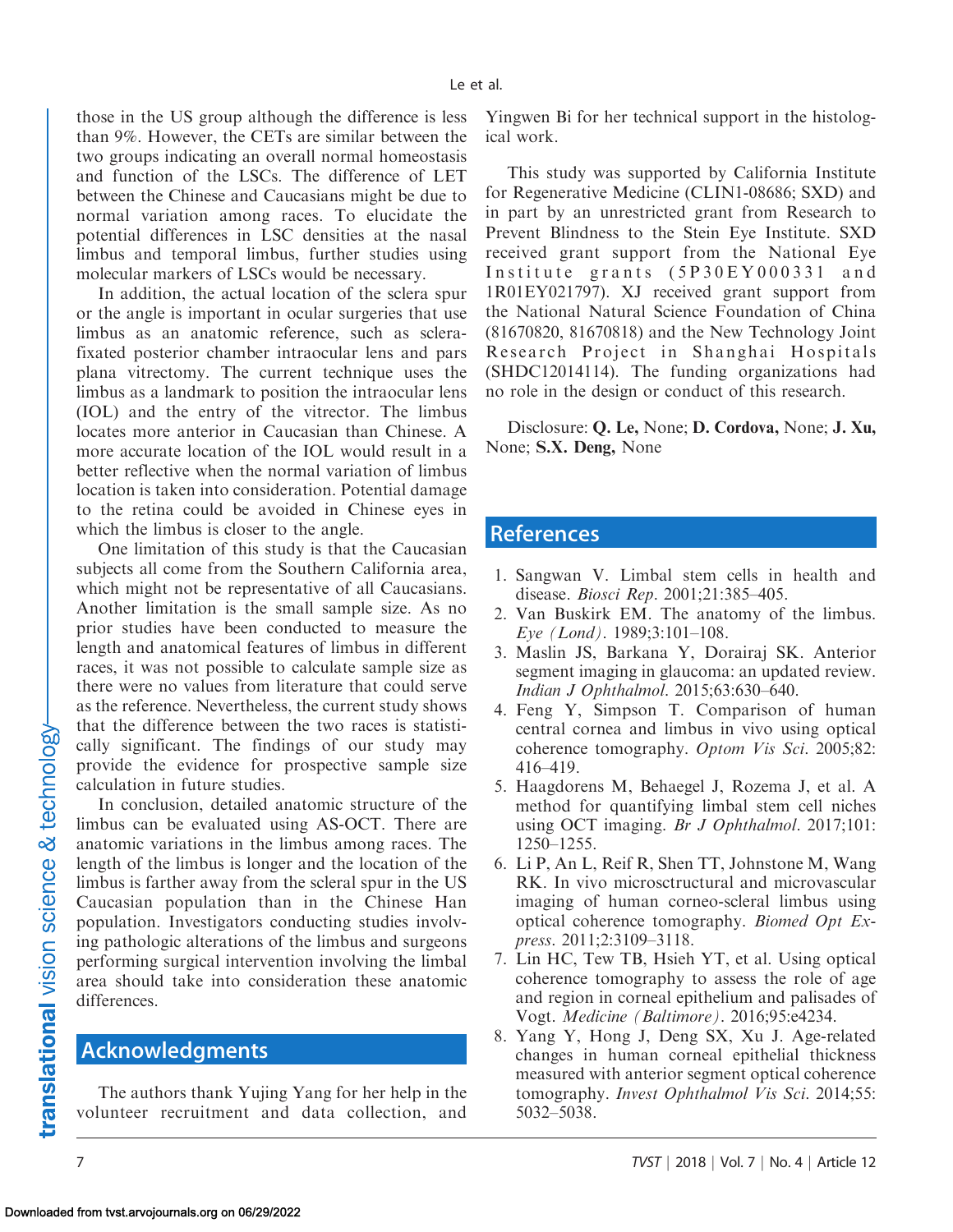those in the US group although the difference is less than 9%. However, the CETs are similar between the two groups indicating an overall normal homeostasis and function of the LSCs. The difference of LET between the Chinese and Caucasians might be due to normal variation among races. To elucidate the potential differences in LSC densities at the nasal limbus and temporal limbus, further studies using molecular markers of LSCs would be necessary.

In addition, the actual location of the sclera spur or the angle is important in ocular surgeries that use limbus as an anatomic reference, such as sclera-fixated posterior chamber intraocular lens and pars plana vitrectomy. The current technique uses the limbus as a landmark to position the intraocular lens (IOL) and the entry of the vitrector. The limbus locates more anterior in Caucasian than Chinese. A more accurate location of the IOL would result in a better reflective when the normal variation of limbus location is taken into consideration. Potential damage to the retina could be avoided in Chinese eyes in which the limbus is closer to the angle.

One limitation of this study is that the Caucasian subjects all come from the Southern California area, which might not be representative of all Caucasians. Another limitation is the small sample size. As no prior studies have been conducted to measure the length and anatomical features of limbus in different races, it was not possible to calculate sample size as there were no values from literature that could serve as the reference. Nevertheless, the current study shows that the difference between the two races is statistically significant. The findings of our study may provide the evidence for prospective sample size calculation in future studies.

In conclusion, detailed anatomic structure of the limbus can be evaluated using AS-OCT. There are anatomic variations in the limbus among races. The length of the limbus is longer and the location of the limbus is farther away from the scleral spur in the US Caucasian population than in the Chinese Han population. Investigators conducting studies involving pathologic alterations of the limbus and surgeons performing surgical intervention involving the limbal area should take into consideration these anatomic differences.

## Acknowledgments

The authors thank Yujing Yang for her help in the volunteer recruitment and data collection, and Yingwen Bi for her technical support in the histological work.

This study was supported by California Institute for Regenerative Medicine (CLIN1-08686; SXD) and in part by an unrestricted grant from Research to Prevent Blindness to the Stein Eye Institute. SXD received grant support from the National Eye Institute grants (5P30EY000331 and 1R01EY021797). XJ received grant support from the National Natural Science Foundation of China (81670820, 81670818) and the New Technology Joint Research Project in Shanghai Hospitals (SHDC12014114). The funding organizations had no role in the design or conduct of this research.

Disclosure: **Q. Le,** None; **D. Cordova,** None; **J. Xu,** None; **S.X. Deng,** None

## References

1. Sangwan V. Limbal stem cells in health and disease. *Biosci Rep*. 2001;21:385–405.
2. Van Buskirk EM. The anatomy of the limbus. *Eye (Lond)*. 1989;3:101–108.
3. Maslin JS, Barkana Y, Dorairaj SK. Anterior segment imaging in glaucoma: an updated review. *Indian J Ophthalmol*. 2015;63:630–640.
4. Feng Y, Simpson T. Comparison of human central cornea and limbus in vivo using optical coherence tomography. *Optom Vis Sci*. 2005;82: 416–419.
5. Haagdorens M, Behaegel J, Rozema J, et al. A method for quantifying limbal stem cell niches using OCT imaging. *Br J Ophthalmol*. 2017;101: 1250–1255.
6. Li P, An L, Reif R, Shen TT, Johnstone M, Wang RK. In vivo microsctructural and microvascular imaging of human corneo-scleral limbus using optical coherence tomography. *Biomed Opt Express*. 2011;2:3109–3118.
7. Lin HC, Tew TB, Hsieh YT, et al. Using optical coherence tomography to assess the role of age and region in corneal epithelium and palisades of Vogt. *Medicine (Baltimore)*. 2016;95:e4234.
8. Yang Y, Hong J, Deng SX, Xu J. Age-related changes in human corneal epithelial thickness measured with anterior segment optical coherence tomography. *Invest Ophthalmol Vis Sci*. 2014;55: 5032–5038.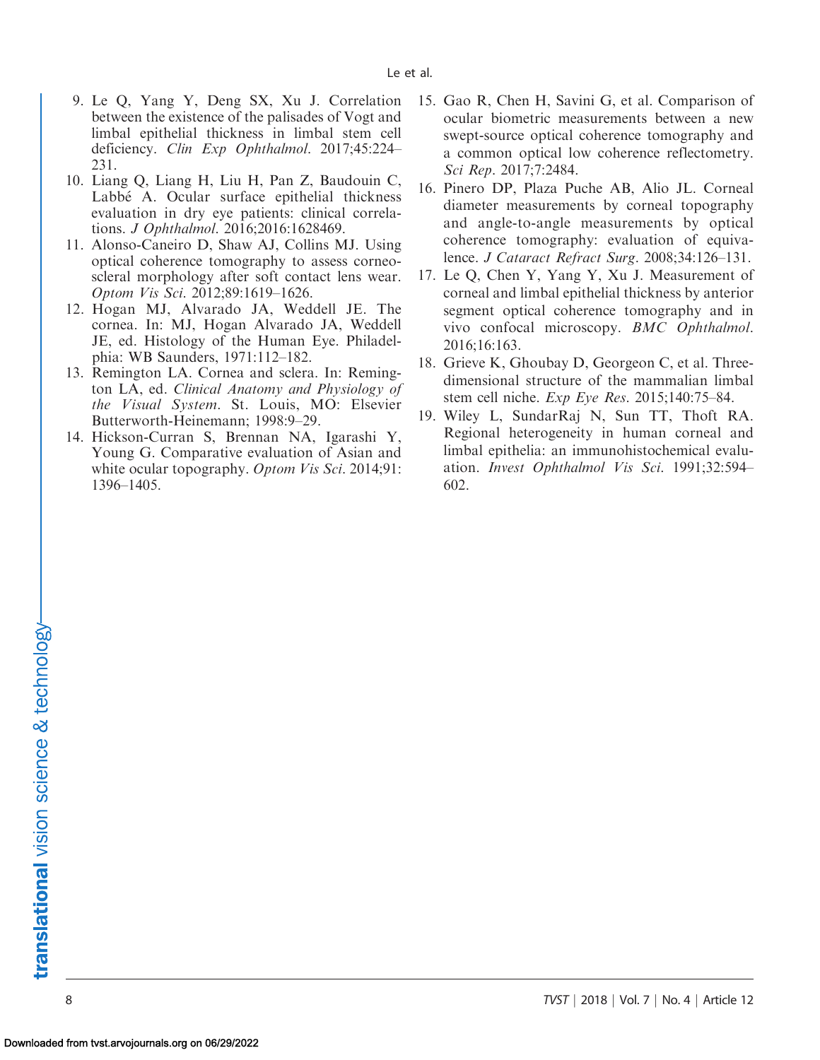9. Le Q, Yang Y, Deng SX, Xu J. Correlation between the existence of the palisades of Vogt and limbal epithelial thickness in limbal stem cell deficiency. *Clin Exp Ophthalmol*. 2017;45:224–231.
10. Liang Q, Liang H, Liu H, Pan Z, Baudouin C, Labbé A. Ocular surface epithelial thickness evaluation in dry eye patients: clinical correlations. *J Ophthalmol*. 2016;2016:1628469.
11. Alonso-Caneiro D, Shaw AJ, Collins MJ. Using optical coherence tomography to assess corneoscleral morphology after soft contact lens wear. *Optom Vis Sci*. 2012;89:1619–1626.
12. Hogan MJ, Alvarado JA, Weddell JE. The cornea. In: MJ, Hogan Alvarado JA, Weddell JE, ed. Histology of the Human Eye. Philadelphia: WB Saunders, 1971:112–182.
13. Remington LA. Cornea and sclera. In: Remington LA, ed. *Clinical Anatomy and Physiology of the Visual System*. St. Louis, MO: Elsevier Butterworth-Heinemann; 1998:9–29.
14. Hickson-Curran S, Brennan NA, Igarashi Y, Young G. Comparative evaluation of Asian and white ocular topography. *Optom Vis Sci*. 2014;91: 1396–1405.
15. Gao R, Chen H, Savini G, et al. Comparison of ocular biometric measurements between a new swept-source optical coherence tomography and a common optical low coherence reflectometry. *Sci Rep*. 2017;7:2484.
16. Pinero DP, Plaza Puche AB, Alio JL. Corneal diameter measurements by corneal topography and angle-to-angle measurements by optical coherence tomography: evaluation of equivalence. *J Cataract Refract Surg*. 2008;34:126–131.
17. Le Q, Chen Y, Yang Y, Xu J. Measurement of corneal and limbal epithelial thickness by anterior segment optical coherence tomography and in vivo confocal microscopy. *BMC Ophthalmol*. 2016;16:163.
18. Grieve K, Ghoubay D, Georgeon C, et al. Three-dimensional structure of the mammalian limbal stem cell niche. *Exp Eye Res*. 2015;140:75–84.
19. Wiley L, SundarRaj N, Sun TT, Thoft RA. Regional heterogeneity in human corneal and limbal epithelia: an immunohistochemical evaluation. *Invest Ophthalmol Vis Sci*. 1991;32:594–602.